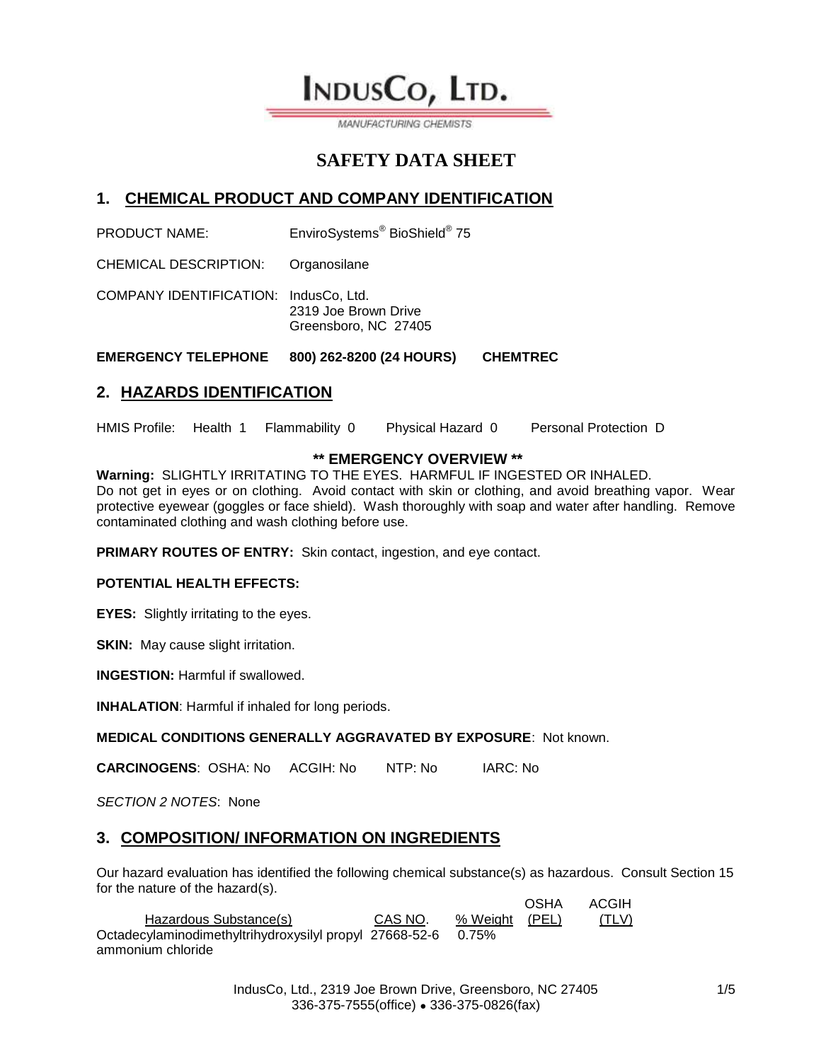# INDUSCO, LTD.

MANUFACTURING CHEMISTS

# SAFETY DATA SHEET

## 1. CHEMICAL PRODUCT AND COMPANY IDENTIFICATION

PRODUCT NAME: EnviroSystems® BioShield® 75

CHEMICAL DESCRIPTION: Organosilane

COMPANY IDENTIFICATION: IndusCo, Ltd.
2319 Joe Brown Drive
Greensboro, NC 27405

**EMERGENCY TELEPHONE 800) 262-8200 (24 HOURS) CHEMTREC**

## 2. HAZARDS IDENTIFICATION

HMIS Profile: Health 1 Flammability 0 Physical Hazard 0 Personal Protection D

**\*\* EMERGENCY OVERVIEW \*\***

**Warning:** SLIGHTLY IRRITATING TO THE EYES. HARMFUL IF INGESTED OR INHALED.
Do not get in eyes or on clothing. Avoid contact with skin or clothing, and avoid breathing vapor. Wear protective eyewear (goggles or face shield). Wash thoroughly with soap and water after handling. Remove contaminated clothing and wash clothing before use.

**PRIMARY ROUTES OF ENTRY:** Skin contact, ingestion, and eye contact.

**POTENTIAL HEALTH EFFECTS:**

**EYES:** Slightly irritating to the eyes.

**SKIN:** May cause slight irritation.

**INGESTION:** Harmful if swallowed.

**INHALATION**: Harmful if inhaled for long periods.

**MEDICAL CONDITIONS GENERALLY AGGRAVATED BY EXPOSURE**: Not known.

**CARCINOGENS**: OSHA: No ACGIH: No NTP: No IARC: No

*SECTION 2 NOTES*: None

## 3. COMPOSITION/ INFORMATION ON INGREDIENTS

Our hazard evaluation has identified the following chemical substance(s) as hazardous. Consult Section 15 for the nature of the hazard(s).

| Hazardous Substance(s) | CAS NO. | % Weight | OSHA (PEL) | ACGIH (TLV) |
|---|---|---|---|---|
| Octadecylaminodimethyltrihydroxysilyl propyl ammonium chloride | 27668-52-6 | 0.75% | | |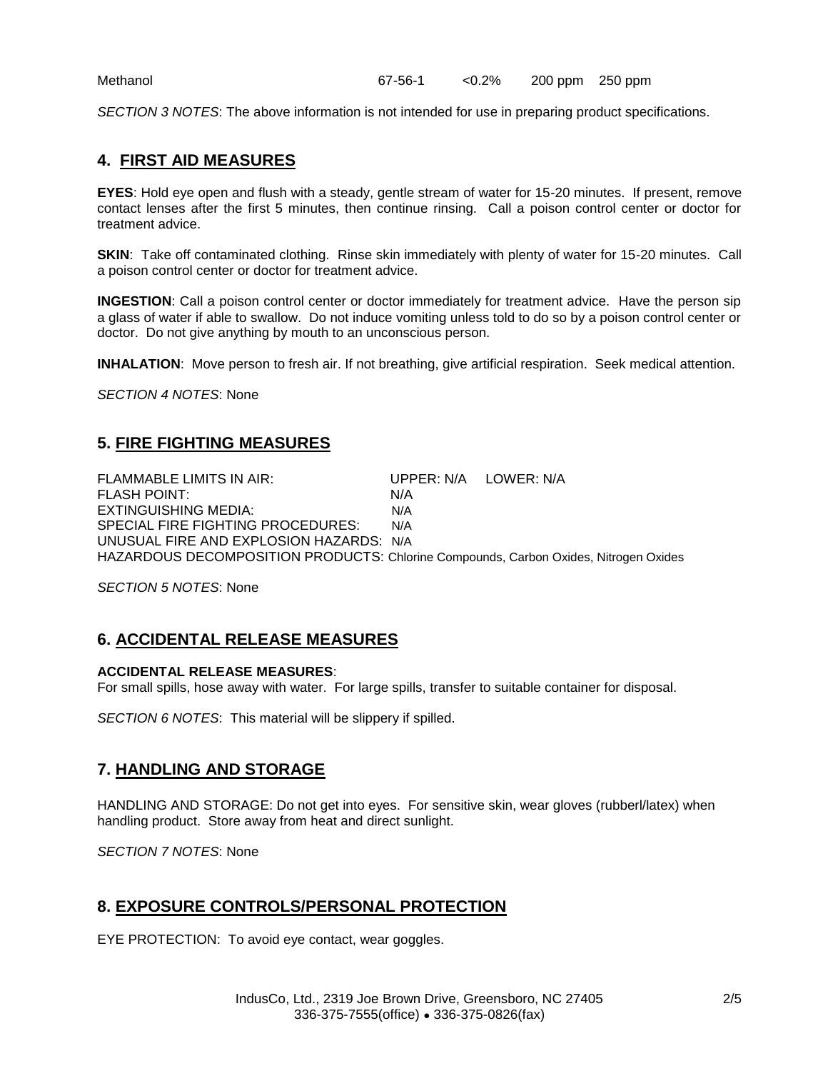| Methanol | 67-56-1 | <0.2% | 200 ppm | 250 ppm |
|---|---|---|---|---|

*SECTION 3 NOTES*: The above information is not intended for use in preparing product specifications.

## 4. FIRST AID MEASURES

**EYES**: Hold eye open and flush with a steady, gentle stream of water for 15-20 minutes. If present, remove contact lenses after the first 5 minutes, then continue rinsing. Call a poison control center or doctor for treatment advice.

**SKIN**: Take off contaminated clothing. Rinse skin immediately with plenty of water for 15-20 minutes. Call a poison control center or doctor for treatment advice.

**INGESTION**: Call a poison control center or doctor immediately for treatment advice. Have the person sip a glass of water if able to swallow. Do not induce vomiting unless told to do so by a poison control center or doctor. Do not give anything by mouth to an unconscious person.

**INHALATION**: Move person to fresh air. If not breathing, give artificial respiration. Seek medical attention.

*SECTION 4 NOTES*: None

## 5. FIRE FIGHTING MEASURES

FLAMMABLE LIMITS IN AIR: UPPER: N/A LOWER: N/A
FLASH POINT: N/A
EXTINGUISHING MEDIA: N/A
SPECIAL FIRE FIGHTING PROCEDURES: N/A
UNUSUAL FIRE AND EXPLOSION HAZARDS: N/A
HAZARDOUS DECOMPOSITION PRODUCTS: Chlorine Compounds, Carbon Oxides, Nitrogen Oxides

*SECTION 5 NOTES*: None

## 6. ACCIDENTAL RELEASE MEASURES

**ACCIDENTAL RELEASE MEASURES**:
For small spills, hose away with water. For large spills, transfer to suitable container for disposal.

*SECTION 6 NOTES*: This material will be slippery if spilled.

## 7. HANDLING AND STORAGE

HANDLING AND STORAGE: Do not get into eyes. For sensitive skin, wear gloves (rubberl/latex) when handling product. Store away from heat and direct sunlight.

*SECTION 7 NOTES*: None

## 8. EXPOSURE CONTROLS/PERSONAL PROTECTION

EYE PROTECTION: To avoid eye contact, wear goggles.

IndusCo, Ltd., 2319 Joe Brown Drive, Greensboro, NC 27405
336-375-7555(office) • 336-375-0826(fax)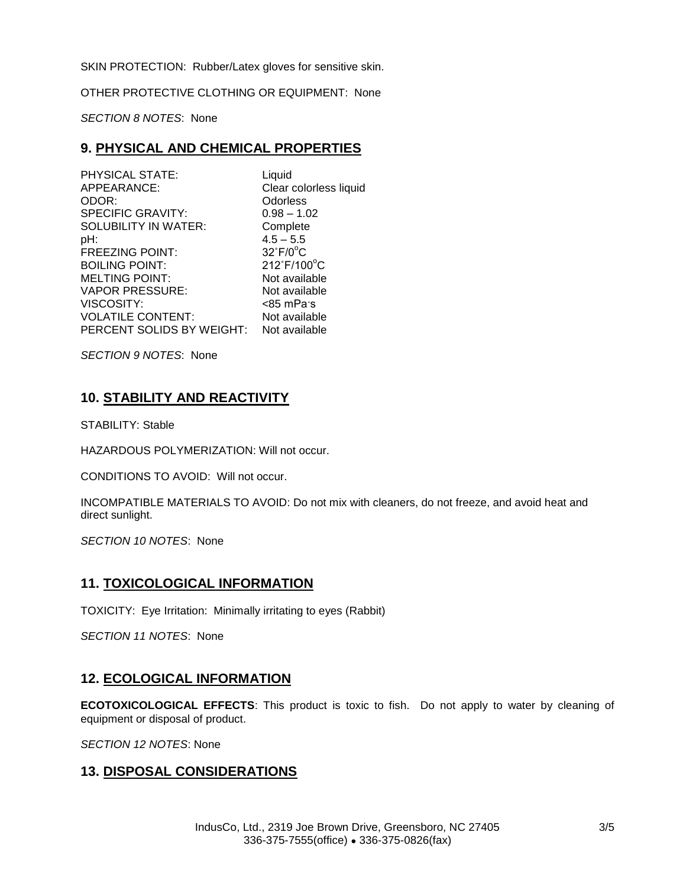SKIN PROTECTION: Rubber/Latex gloves for sensitive skin.

OTHER PROTECTIVE CLOTHING OR EQUIPMENT: None

*SECTION 8 NOTES*: None

## 9. PHYSICAL AND CHEMICAL PROPERTIES

| | |
|---|---|
| PHYSICAL STATE: | Liquid |
| APPEARANCE: | Clear colorless liquid |
| ODOR: | Odorless |
| SPECIFIC GRAVITY: | 0.98 – 1.02 |
| SOLUBILITY IN WATER: | Complete |
| pH: | 4.5 – 5.5 |
| FREEZING POINT: | 32˚F/0°C |
| BOILING POINT: | 212˚F/100°C |
| MELTING POINT: | Not available |
| VAPOR PRESSURE: | Not available |
| VISCOSITY: | <85 mPa·s |
| VOLATILE CONTENT: | Not available |
| PERCENT SOLIDS BY WEIGHT: | Not available |

*SECTION 9 NOTES*: None

## 10. STABILITY AND REACTIVITY

STABILITY: Stable

HAZARDOUS POLYMERIZATION: Will not occur.

CONDITIONS TO AVOID: Will not occur.

INCOMPATIBLE MATERIALS TO AVOID: Do not mix with cleaners, do not freeze, and avoid heat and direct sunlight.

*SECTION 10 NOTES*: None

## 11. TOXICOLOGICAL INFORMATION

TOXICITY: Eye Irritation: Minimally irritating to eyes (Rabbit)

*SECTION 11 NOTES*: None

## 12. ECOLOGICAL INFORMATION

**ECOTOXICOLOGICAL EFFECTS**: This product is toxic to fish. Do not apply to water by cleaning of equipment or disposal of product.

*SECTION 12 NOTES*: None

## 13. DISPOSAL CONSIDERATIONS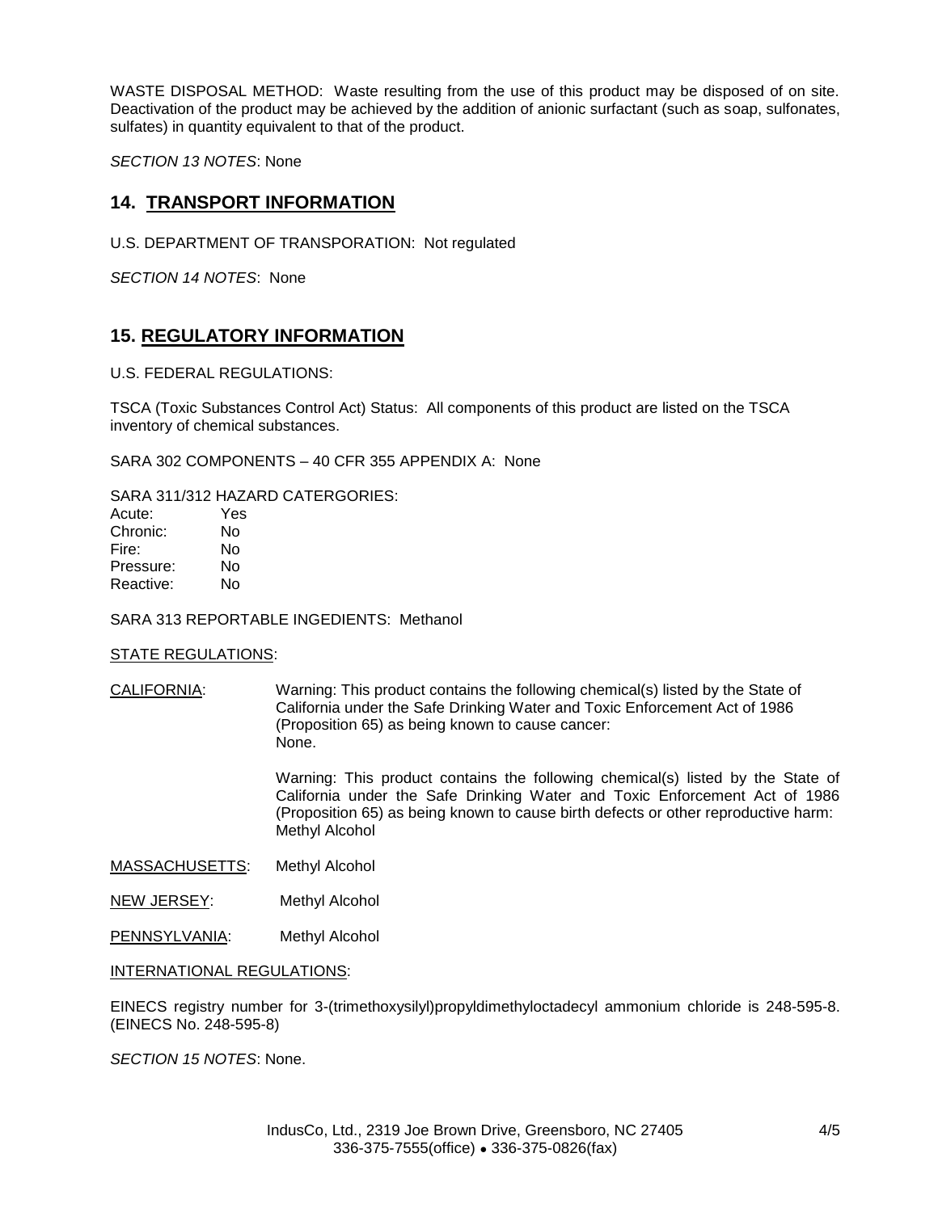WASTE DISPOSAL METHOD: Waste resulting from the use of this product may be disposed of on site. Deactivation of the product may be achieved by the addition of anionic surfactant (such as soap, sulfonates, sulfates) in quantity equivalent to that of the product.

*SECTION 13 NOTES*: None

## 14. TRANSPORT INFORMATION

U.S. DEPARTMENT OF TRANSPORATION: Not regulated

*SECTION 14 NOTES*: None

## 15. REGULATORY INFORMATION

U.S. FEDERAL REGULATIONS:

TSCA (Toxic Substances Control Act) Status: All components of this product are listed on the TSCA inventory of chemical substances.

SARA 302 COMPONENTS – 40 CFR 355 APPENDIX A: None

SARA 311/312 HAZARD CATERGORIES:

| | |
|---|---|
| Acute: | Yes |
| Chronic: | No |
| Fire: | No |
| Pressure: | No |
| Reactive: | No |

SARA 313 REPORTABLE INGEDIENTS: Methanol

STATE REGULATIONS:

CALIFORNIA: Warning: This product contains the following chemical(s) listed by the State of California under the Safe Drinking Water and Toxic Enforcement Act of 1986 (Proposition 65) as being known to cause cancer:
None.

Warning: This product contains the following chemical(s) listed by the State of California under the Safe Drinking Water and Toxic Enforcement Act of 1986 (Proposition 65) as being known to cause birth defects or other reproductive harm:
Methyl Alcohol

MASSACHUSETTS: Methyl Alcohol

NEW JERSEY: Methyl Alcohol

PENNSYLVANIA: Methyl Alcohol

INTERNATIONAL REGULATIONS:

EINECS registry number for 3-(trimethoxysilyl)propyldimethyloctadecyl ammonium chloride is 248-595-8. (EINECS No. 248-595-8)

*SECTION 15 NOTES*: None.

IndusCo, Ltd., 2319 Joe Brown Drive, Greensboro, NC 27405
336-375-7555(office) • 336-375-0826(fax)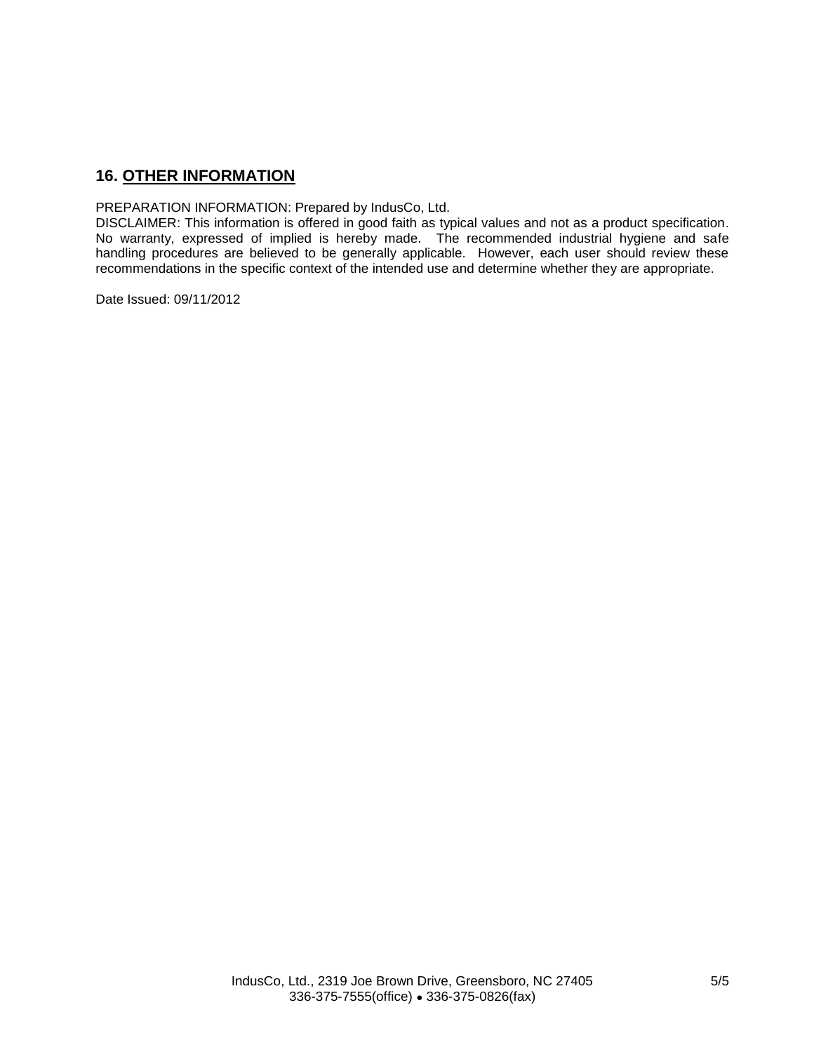## 16. OTHER INFORMATION

PREPARATION INFORMATION: Prepared by IndusCo, Ltd.
DISCLAIMER: This information is offered in good faith as typical values and not as a product specification. No warranty, expressed of implied is hereby made. The recommended industrial hygiene and safe handling procedures are believed to be generally applicable. However, each user should review these recommendations in the specific context of the intended use and determine whether they are appropriate.

Date Issued: 09/11/2012